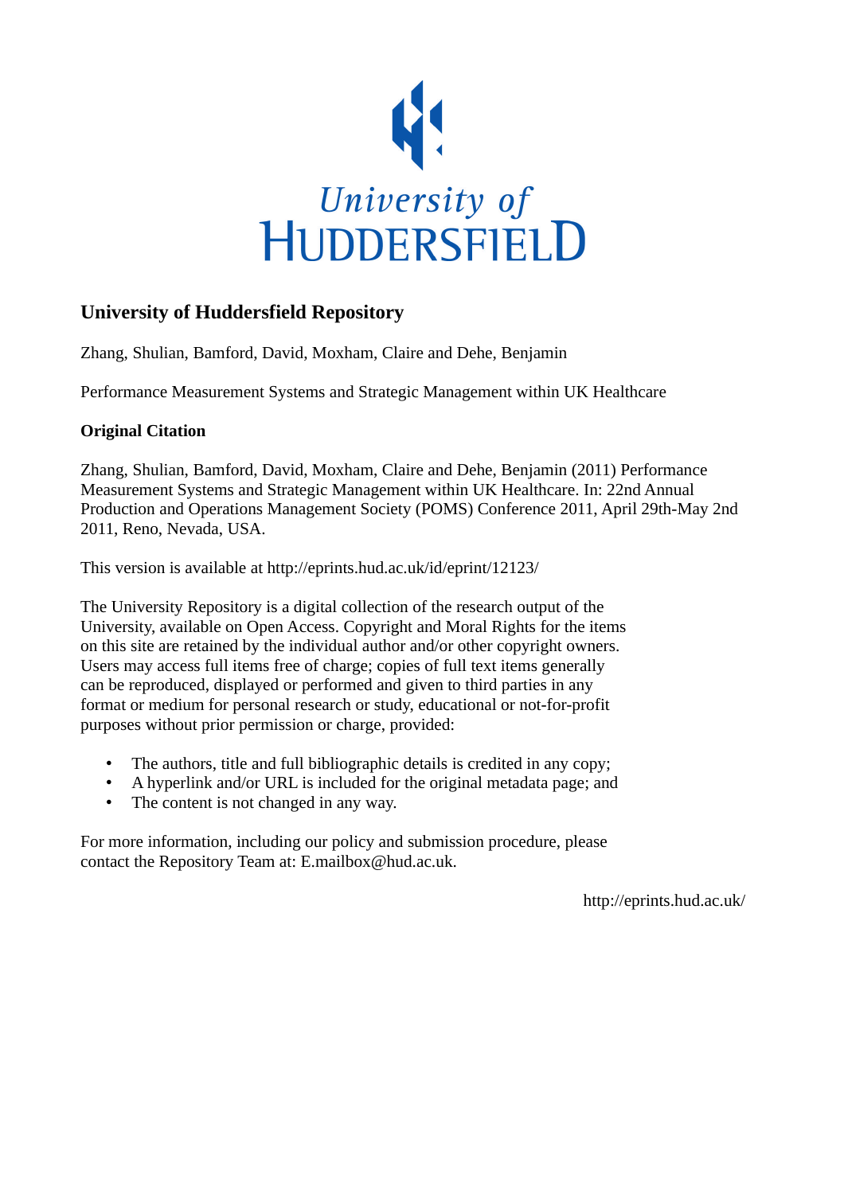University of
HUDDERSFIELD

## University of Huddersfield Repository

Zhang, Shulian, Bamford, David, Moxham, Claire and Dehe, Benjamin

Performance Measurement Systems and Strategic Management within UK Healthcare

### Original Citation

Zhang, Shulian, Bamford, David, Moxham, Claire and Dehe, Benjamin (2011) Performance Measurement Systems and Strategic Management within UK Healthcare. In: 22nd Annual Production and Operations Management Society (POMS) Conference 2011, April 29th-May 2nd 2011, Reno, Nevada, USA.

This version is available at http://eprints.hud.ac.uk/id/eprint/12123/

The University Repository is a digital collection of the research output of the University, available on Open Access. Copyright and Moral Rights for the items on this site are retained by the individual author and/or other copyright owners. Users may access full items free of charge; copies of full text items generally can be reproduced, displayed or performed and given to third parties in any format or medium for personal research or study, educational or not-for-profit purposes without prior permission or charge, provided:

- The authors, title and full bibliographic details is credited in any copy;
- A hyperlink and/or URL is included for the original metadata page; and
- The content is not changed in any way.

For more information, including our policy and submission procedure, please contact the Repository Team at: E.mailbox@hud.ac.uk.

http://eprints.hud.ac.uk/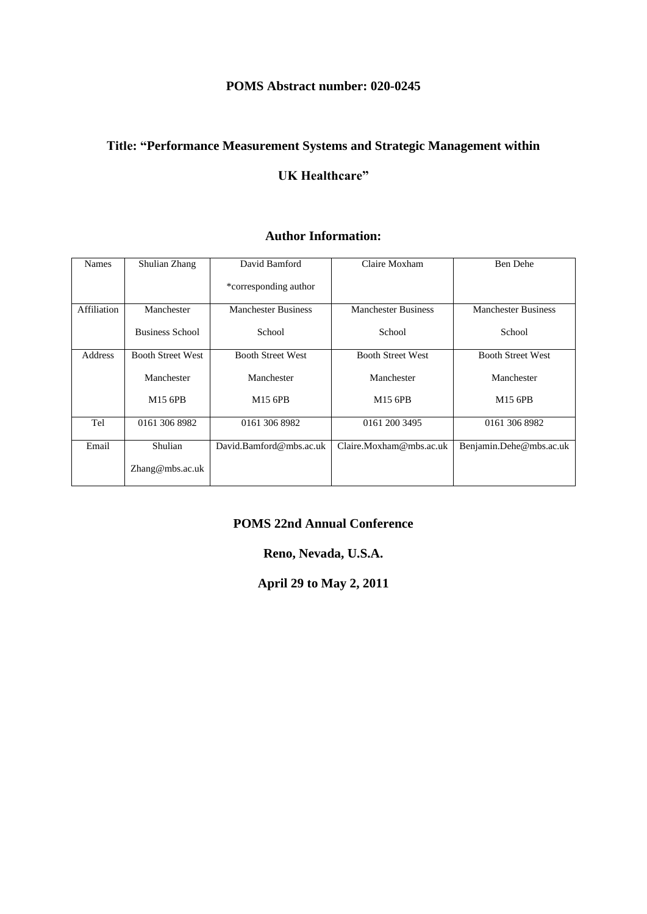**POMS Abstract number: 020-0245**

**Title: "Performance Measurement Systems and Strategic Management within UK Healthcare"**

**Author Information:**

| Names | Shulian Zhang | David Bamford *corresponding author | Claire Moxham | Ben Dehe |
|---|---|---|---|---|
| Affiliation | Manchester Business School | Manchester Business School | Manchester Business School | Manchester Business School |
| Address | Booth Street West Manchester M15 6PB | Booth Street West Manchester M15 6PB | Booth Street West Manchester M15 6PB | Booth Street West Manchester M15 6PB |
| Tel | 0161 306 8982 | 0161 306 8982 | 0161 200 3495 | 0161 306 8982 |
| Email | Shulian Zhang@mbs.ac.uk | David.Bamford@mbs.ac.uk | Claire.Moxham@mbs.ac.uk | Benjamin.Dehe@mbs.ac.uk |

**POMS 22nd Annual Conference**

**Reno, Nevada, U.S.A.**

**April 29 to May 2, 2011**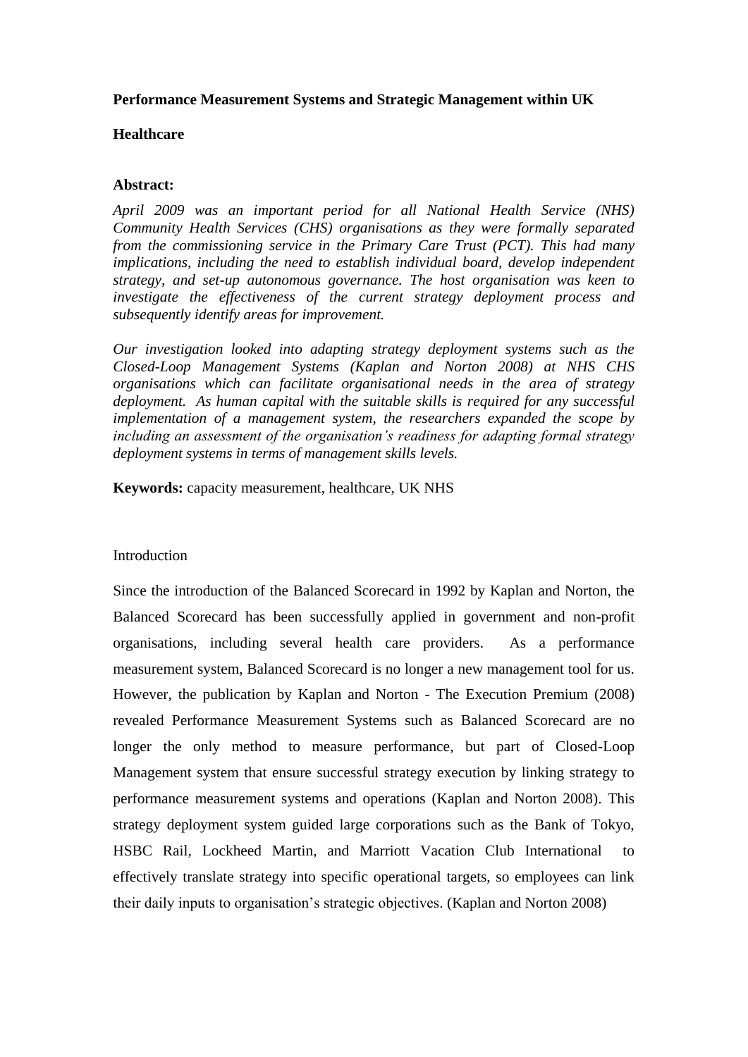**Performance Measurement Systems and Strategic Management within UK Healthcare**

**Abstract:**

*April 2009 was an important period for all National Health Service (NHS) Community Health Services (CHS) organisations as they were formally separated from the commissioning service in the Primary Care Trust (PCT). This had many implications, including the need to establish individual board, develop independent strategy, and set-up autonomous governance. The host organisation was keen to investigate the effectiveness of the current strategy deployment process and subsequently identify areas for improvement.*

*Our investigation looked into adapting strategy deployment systems such as the Closed-Loop Management Systems (Kaplan and Norton 2008) at NHS CHS organisations which can facilitate organisational needs in the area of strategy deployment. As human capital with the suitable skills is required for any successful implementation of a management system, the researchers expanded the scope by including an assessment of the organisation's readiness for adapting formal strategy deployment systems in terms of management skills levels.*

**Keywords:** capacity measurement, healthcare, UK NHS

Introduction

Since the introduction of the Balanced Scorecard in 1992 by Kaplan and Norton, the Balanced Scorecard has been successfully applied in government and non-profit organisations, including several health care providers. As a performance measurement system, Balanced Scorecard is no longer a new management tool for us. However, the publication by Kaplan and Norton - The Execution Premium (2008) revealed Performance Measurement Systems such as Balanced Scorecard are no longer the only method to measure performance, but part of Closed-Loop Management system that ensure successful strategy execution by linking strategy to performance measurement systems and operations (Kaplan and Norton 2008). This strategy deployment system guided large corporations such as the Bank of Tokyo, HSBC Rail, Lockheed Martin, and Marriott Vacation Club International to effectively translate strategy into specific operational targets, so employees can link their daily inputs to organisation's strategic objectives. (Kaplan and Norton 2008)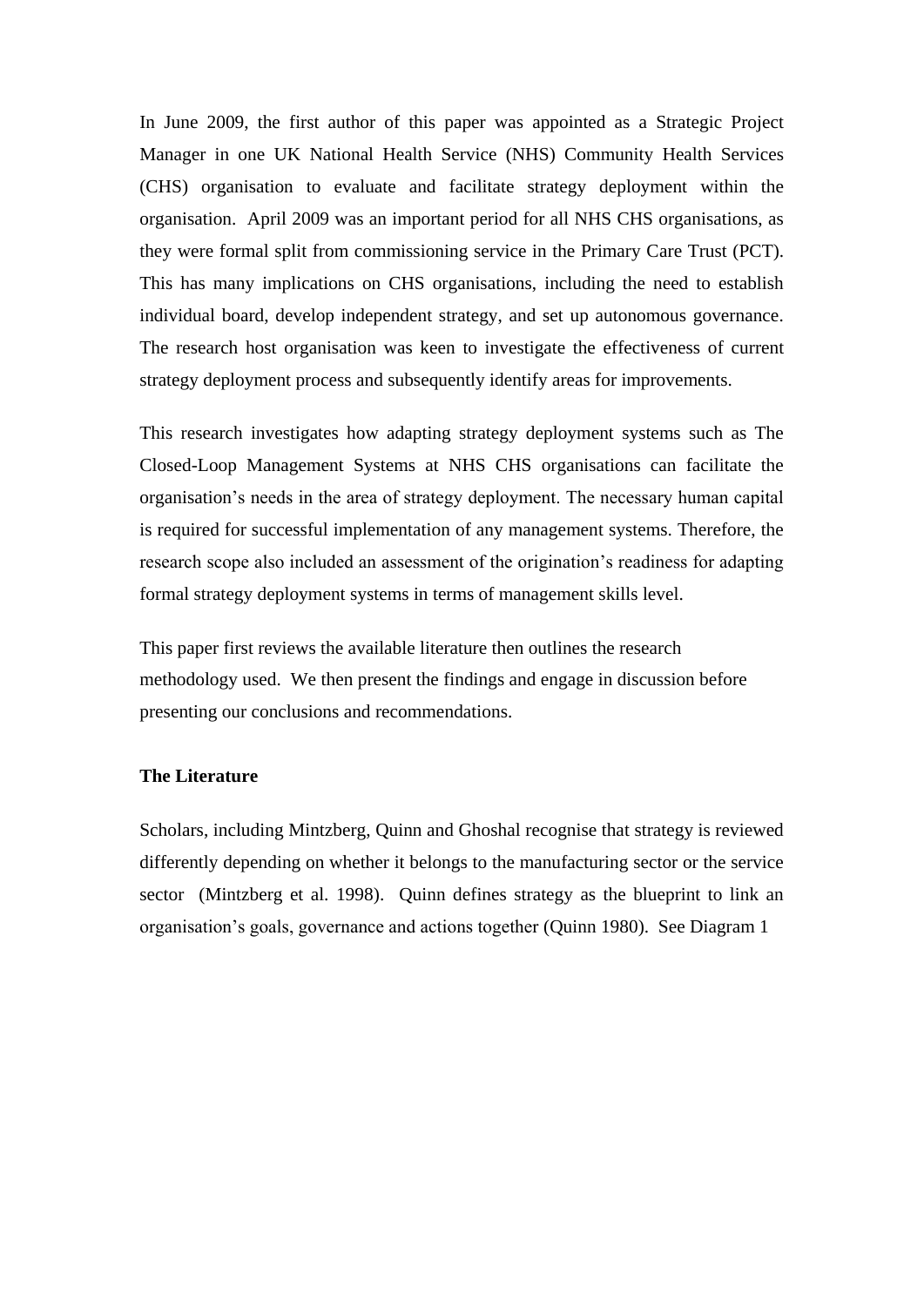In June 2009, the first author of this paper was appointed as a Strategic Project Manager in one UK National Health Service (NHS) Community Health Services (CHS) organisation to evaluate and facilitate strategy deployment within the organisation. April 2009 was an important period for all NHS CHS organisations, as they were formal split from commissioning service in the Primary Care Trust (PCT). This has many implications on CHS organisations, including the need to establish individual board, develop independent strategy, and set up autonomous governance. The research host organisation was keen to investigate the effectiveness of current strategy deployment process and subsequently identify areas for improvements.

This research investigates how adapting strategy deployment systems such as The Closed-Loop Management Systems at NHS CHS organisations can facilitate the organisation's needs in the area of strategy deployment. The necessary human capital is required for successful implementation of any management systems. Therefore, the research scope also included an assessment of the origination's readiness for adapting formal strategy deployment systems in terms of management skills level.

This paper first reviews the available literature then outlines the research methodology used. We then present the findings and engage in discussion before presenting our conclusions and recommendations.

**The Literature**

Scholars, including Mintzberg, Quinn and Ghoshal recognise that strategy is reviewed differently depending on whether it belongs to the manufacturing sector or the service sector (Mintzberg et al. 1998). Quinn defines strategy as the blueprint to link an organisation's goals, governance and actions together (Quinn 1980). See Diagram 1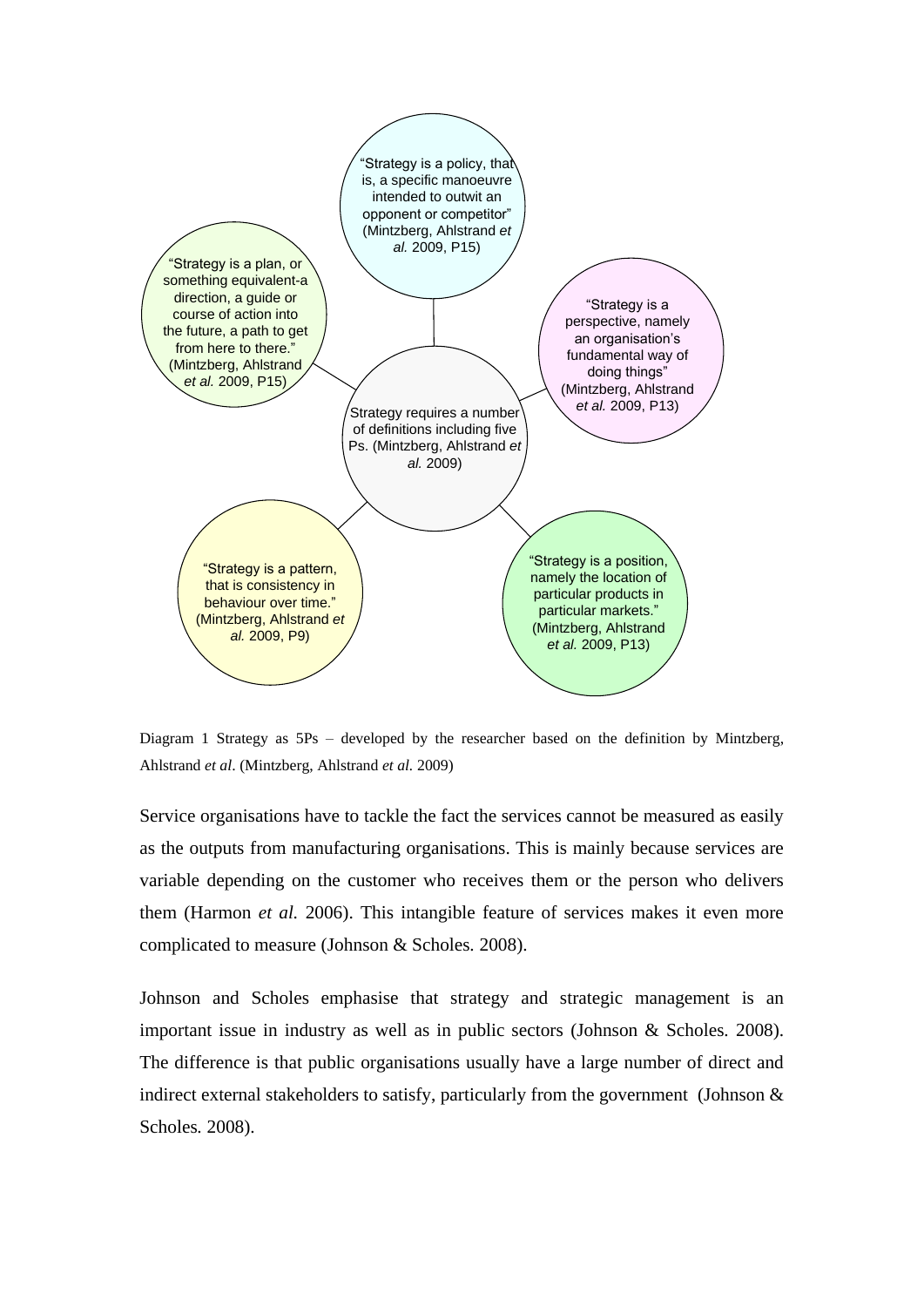"Strategy is a policy, that is, a specific manoeuvre intended to outwit an opponent or competitor" (Mintzberg, Ahlstrand *et al.* 2009, P15)

"Strategy is a plan, or something equivalent-a direction, a guide or course of action into the future, a path to get from here to there." (Mintzberg, Ahlstrand *et al.* 2009, P15)

"Strategy is a perspective, namely an organisation's fundamental way of doing things" (Mintzberg, Ahlstrand *et al.* 2009, P13)

Strategy requires a number of definitions including five Ps. (Mintzberg, Ahlstrand *et al.* 2009)

"Strategy is a pattern, that is consistency in behaviour over time." (Mintzberg, Ahlstrand *et al.* 2009, P9)

"Strategy is a position, namely the location of particular products in particular markets." (Mintzberg, Ahlstrand *et al.* 2009, P13)

Diagram 1 Strategy as 5Ps – developed by the researcher based on the definition by Mintzberg, Ahlstrand *et al*. (Mintzberg, Ahlstrand *et al.* 2009)

Service organisations have to tackle the fact the services cannot be measured as easily as the outputs from manufacturing organisations. This is mainly because services are variable depending on the customer who receives them or the person who delivers them (Harmon *et al.* 2006). This intangible feature of services makes it even more complicated to measure (Johnson & Scholes. 2008).

Johnson and Scholes emphasise that strategy and strategic management is an important issue in industry as well as in public sectors (Johnson & Scholes. 2008). The difference is that public organisations usually have a large number of direct and indirect external stakeholders to satisfy, particularly from the government (Johnson & Scholes. 2008).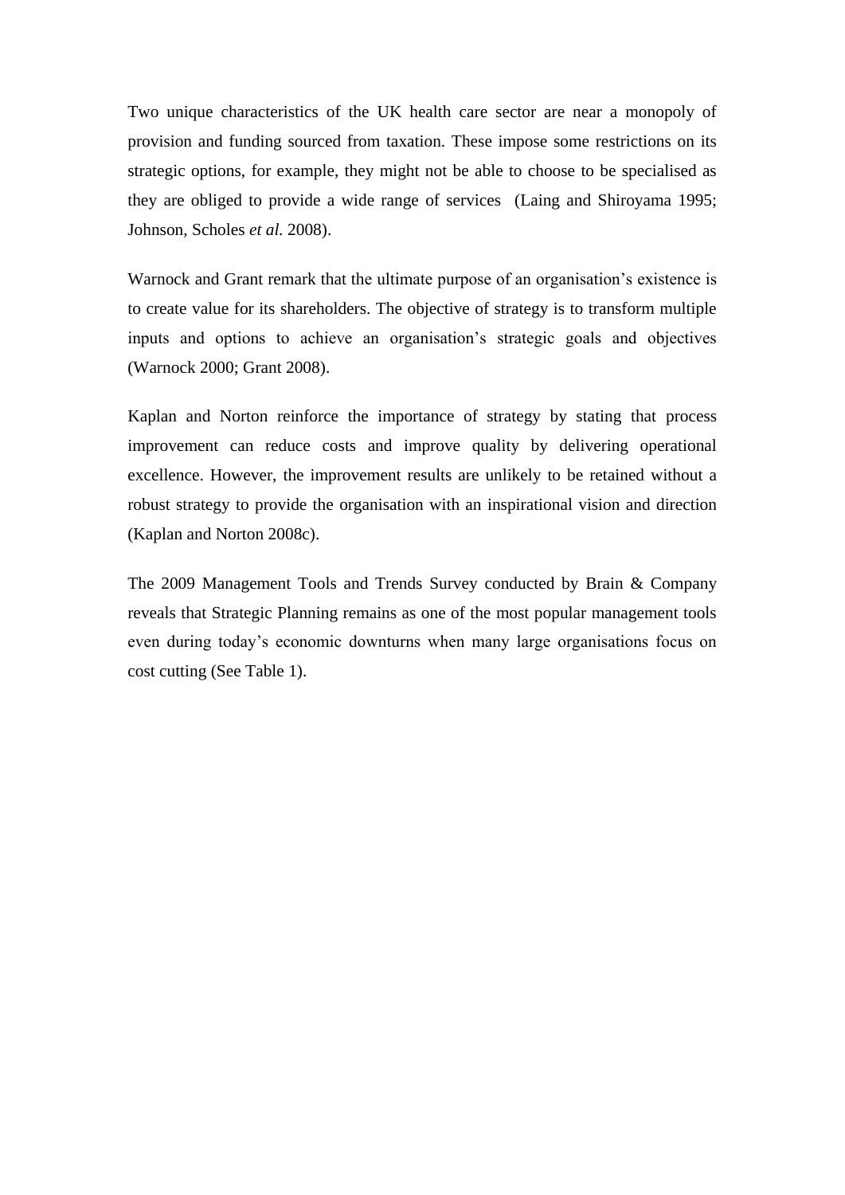Two unique characteristics of the UK health care sector are near a monopoly of provision and funding sourced from taxation. These impose some restrictions on its strategic options, for example, they might not be able to choose to be specialised as they are obliged to provide a wide range of services  (Laing and Shiroyama 1995; Johnson, Scholes *et al.* 2008).

Warnock and Grant remark that the ultimate purpose of an organisation's existence is to create value for its shareholders. The objective of strategy is to transform multiple inputs and options to achieve an organisation's strategic goals and objectives (Warnock 2000; Grant 2008).

Kaplan and Norton reinforce the importance of strategy by stating that process improvement can reduce costs and improve quality by delivering operational excellence. However, the improvement results are unlikely to be retained without a robust strategy to provide the organisation with an inspirational vision and direction (Kaplan and Norton 2008c).

The 2009 Management Tools and Trends Survey conducted by Brain & Company reveals that Strategic Planning remains as one of the most popular management tools even during today's economic downturns when many large organisations focus on cost cutting (See Table 1).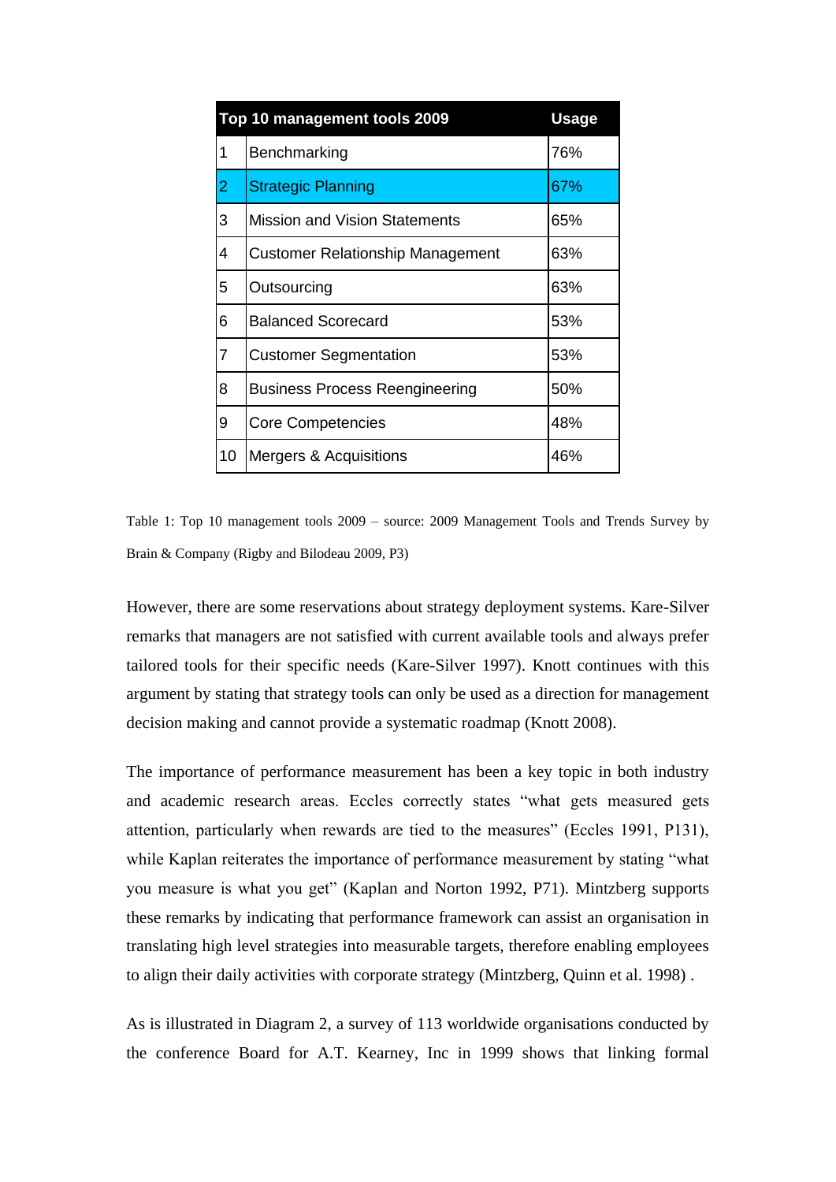| | Top 10 management tools 2009 | Usage |
|---|---|---|
| 1 | Benchmarking | 76% |
| 2 | Strategic Planning | 67% |
| 3 | Mission and Vision Statements | 65% |
| 4 | Customer Relationship Management | 63% |
| 5 | Outsourcing | 63% |
| 6 | Balanced Scorecard | 53% |
| 7 | Customer Segmentation | 53% |
| 8 | Business Process Reengineering | 50% |
| 9 | Core Competencies | 48% |
| 10 | Mergers & Acquisitions | 46% |

Table 1: Top 10 management tools 2009 – source: 2009 Management Tools and Trends Survey by Brain & Company (Rigby and Bilodeau 2009, P3)

However, there are some reservations about strategy deployment systems. Kare-Silver remarks that managers are not satisfied with current available tools and always prefer tailored tools for their specific needs (Kare-Silver 1997). Knott continues with this argument by stating that strategy tools can only be used as a direction for management decision making and cannot provide a systematic roadmap (Knott 2008).

The importance of performance measurement has been a key topic in both industry and academic research areas. Eccles correctly states "what gets measured gets attention, particularly when rewards are tied to the measures" (Eccles 1991, P131), while Kaplan reiterates the importance of performance measurement by stating "what you measure is what you get" (Kaplan and Norton 1992, P71). Mintzberg supports these remarks by indicating that performance framework can assist an organisation in translating high level strategies into measurable targets, therefore enabling employees to align their daily activities with corporate strategy (Mintzberg, Quinn et al. 1998) .

As is illustrated in Diagram 2, a survey of 113 worldwide organisations conducted by the conference Board for A.T. Kearney, Inc in 1999 shows that linking formal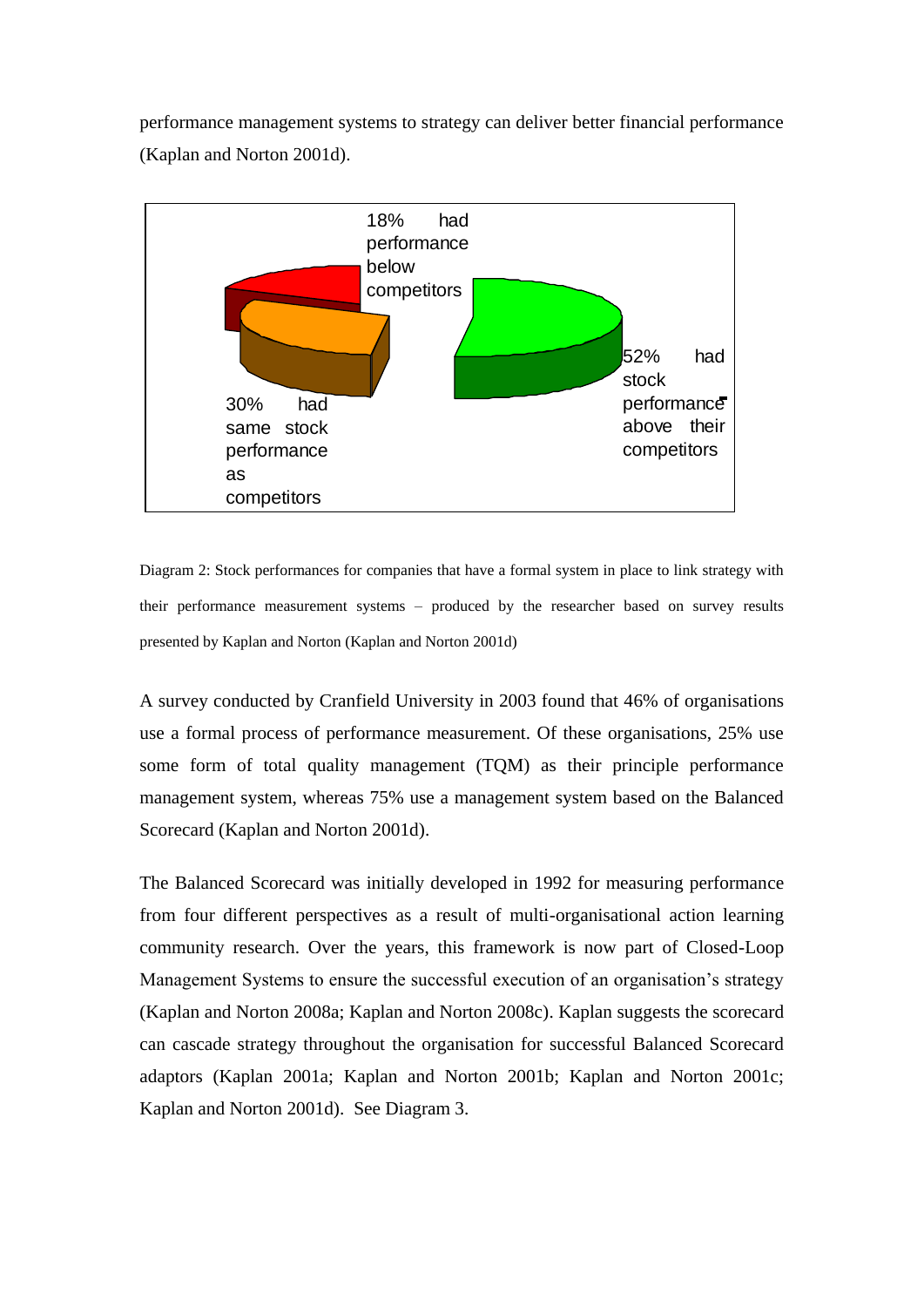performance management systems to strategy can deliver better financial performance (Kaplan and Norton 2001d).

18% had performance below competitors

52% had stock performance above their competitors

30% had same stock performance as competitors

Diagram 2: Stock performances for companies that have a formal system in place to link strategy with their performance measurement systems – produced by the researcher based on survey results presented by Kaplan and Norton (Kaplan and Norton 2001d)

A survey conducted by Cranfield University in 2003 found that 46% of organisations use a formal process of performance measurement. Of these organisations, 25% use some form of total quality management (TQM) as their principle performance management system, whereas 75% use a management system based on the Balanced Scorecard (Kaplan and Norton 2001d).

The Balanced Scorecard was initially developed in 1992 for measuring performance from four different perspectives as a result of multi-organisational action learning community research. Over the years, this framework is now part of Closed-Loop Management Systems to ensure the successful execution of an organisation's strategy (Kaplan and Norton 2008a; Kaplan and Norton 2008c). Kaplan suggests the scorecard can cascade strategy throughout the organisation for successful Balanced Scorecard adaptors (Kaplan 2001a; Kaplan and Norton 2001b; Kaplan and Norton 2001c; Kaplan and Norton 2001d). See Diagram 3.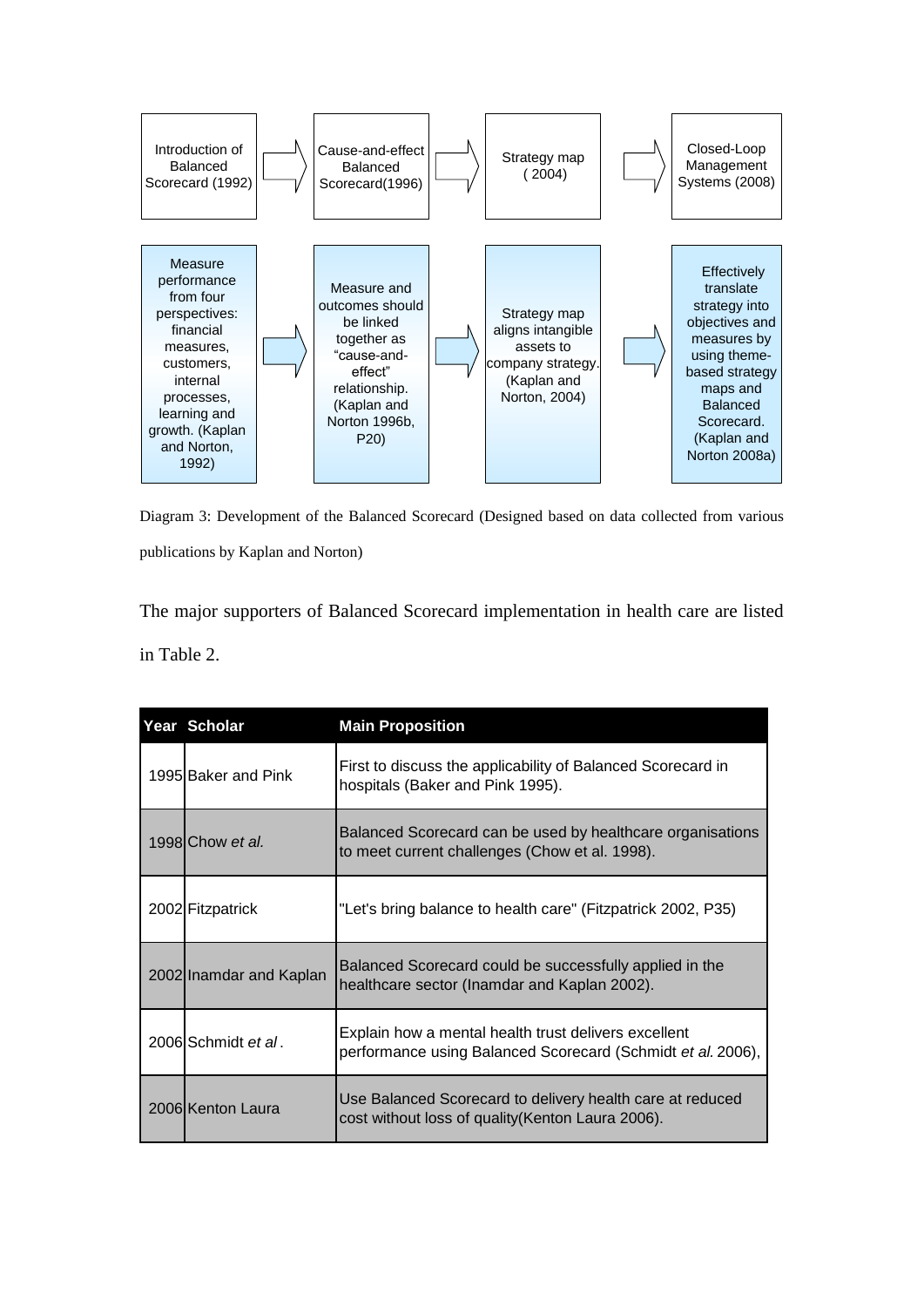| Introduction of Balanced Scorecard (1992) | Cause-and-effect Balanced Scorecard(1996) | Strategy map ( 2004) | Closed-Loop Management Systems (2008) |
|---|---|---|---|
| Measure performance from four perspectives: financial measures, customers, internal processes, learning and growth. (Kaplan and Norton, 1992) | Measure and outcomes should be linked together as “cause-and-effect” relationship. (Kaplan and Norton 1996b, P20) | Strategy map aligns intangible assets to company strategy. (Kaplan and Norton, 2004) | Effectively translate strategy into objectives and measures by using theme-based strategy maps and Balanced Scorecard. (Kaplan and Norton 2008a) |

Diagram 3: Development of the Balanced Scorecard (Designed based on data collected from various publications by Kaplan and Norton)

The major supporters of Balanced Scorecard implementation in health care are listed in Table 2.

| Year | Scholar | Main Proposition |
|---|---|---|
| 1995 | Baker and Pink | First to discuss the applicability of Balanced Scorecard in hospitals (Baker and Pink 1995). |
| 1998 | Chow *et al.* | Balanced Scorecard can be used by healthcare organisations to meet current challenges (Chow et al. 1998). |
| 2002 | Fitzpatrick | "Let's bring balance to health care" (Fitzpatrick 2002, P35) |
| 2002 | Inamdar and Kaplan | Balanced Scorecard could be successfully applied in the healthcare sector (Inamdar and Kaplan 2002). |
| 2006 | Schmidt *et al*. | Explain how a mental health trust delivers excellent performance using Balanced Scorecard (Schmidt *et al.* 2006), |
| 2006 | Kenton Laura | Use Balanced Scorecard to delivery health care at reduced cost without loss of quality(Kenton Laura 2006). |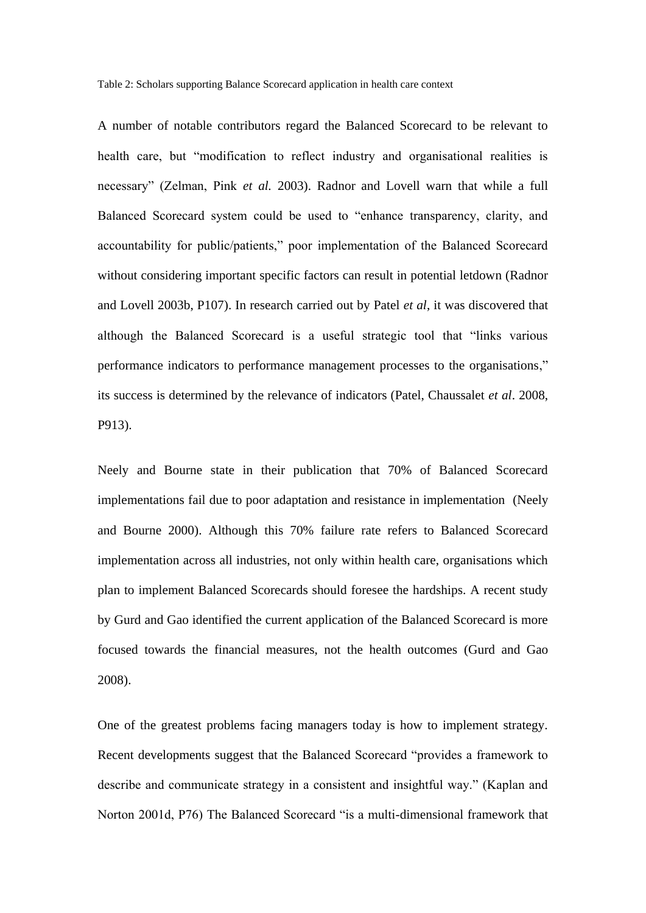Table 2: Scholars supporting Balance Scorecard application in health care context

A number of notable contributors regard the Balanced Scorecard to be relevant to health care, but "modification to reflect industry and organisational realities is necessary" (Zelman, Pink *et al.* 2003). Radnor and Lovell warn that while a full Balanced Scorecard system could be used to "enhance transparency, clarity, and accountability for public/patients," poor implementation of the Balanced Scorecard without considering important specific factors can result in potential letdown (Radnor and Lovell 2003b, P107). In research carried out by Patel *et al*, it was discovered that although the Balanced Scorecard is a useful strategic tool that "links various performance indicators to performance management processes to the organisations," its success is determined by the relevance of indicators (Patel, Chaussalet *et al*. 2008, P913).

Neely and Bourne state in their publication that 70% of Balanced Scorecard implementations fail due to poor adaptation and resistance in implementation (Neely and Bourne 2000). Although this 70% failure rate refers to Balanced Scorecard implementation across all industries, not only within health care, organisations which plan to implement Balanced Scorecards should foresee the hardships. A recent study by Gurd and Gao identified the current application of the Balanced Scorecard is more focused towards the financial measures, not the health outcomes (Gurd and Gao 2008).

One of the greatest problems facing managers today is how to implement strategy. Recent developments suggest that the Balanced Scorecard "provides a framework to describe and communicate strategy in a consistent and insightful way." (Kaplan and Norton 2001d, P76) The Balanced Scorecard "is a multi-dimensional framework that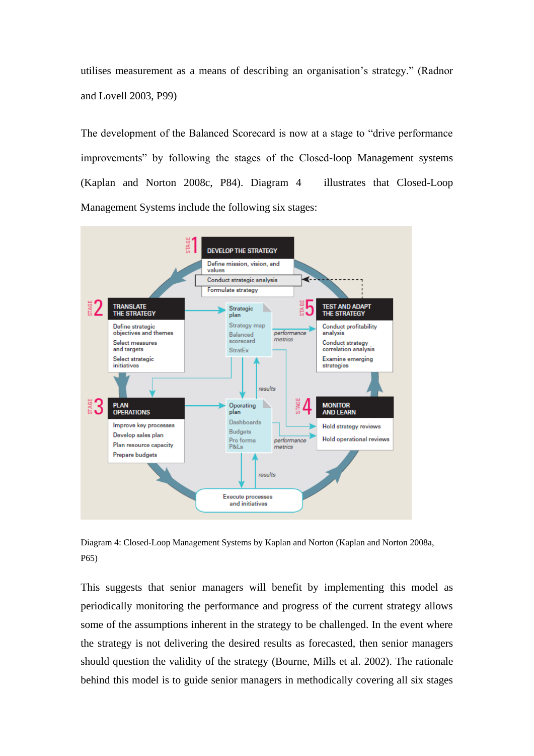utilises measurement as a means of describing an organisation's strategy." (Radnor and Lovell 2003, P99)

The development of the Balanced Scorecard is now at a stage to "drive performance improvements" by following the stages of the Closed-loop Management systems (Kaplan and Norton 2008c, P84). Diagram 4 illustrates that Closed-Loop Management Systems include the following six stages:

Diagram 4: Closed-Loop Management Systems by Kaplan and Norton (Kaplan and Norton 2008a, P65)

This suggests that senior managers will benefit by implementing this model as periodically monitoring the performance and progress of the current strategy allows some of the assumptions inherent in the strategy to be challenged. In the event where the strategy is not delivering the desired results as forecasted, then senior managers should question the validity of the strategy (Bourne, Mills et al. 2002). The rationale behind this model is to guide senior managers in methodically covering all six stages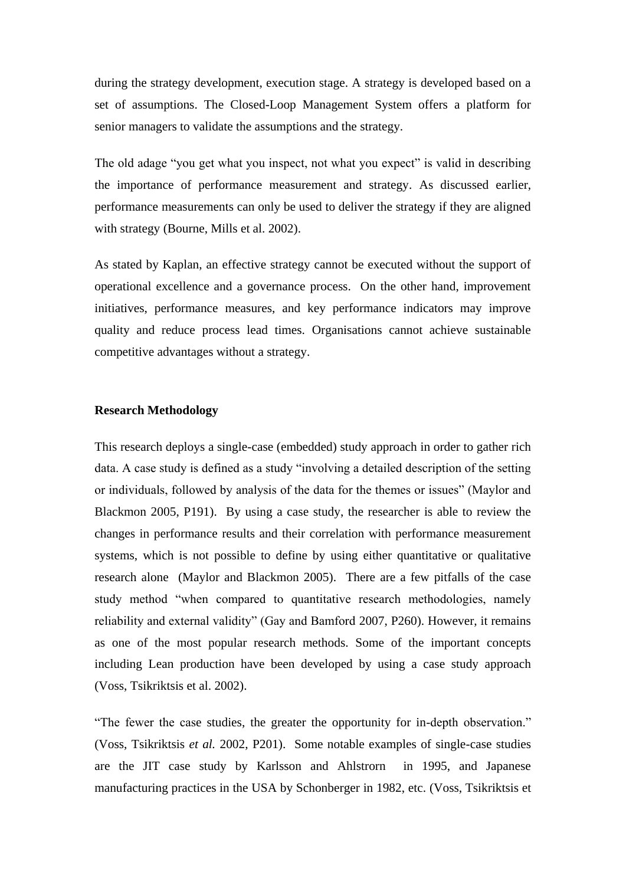during the strategy development, execution stage. A strategy is developed based on a set of assumptions. The Closed-Loop Management System offers a platform for senior managers to validate the assumptions and the strategy.

The old adage "you get what you inspect, not what you expect" is valid in describing the importance of performance measurement and strategy. As discussed earlier, performance measurements can only be used to deliver the strategy if they are aligned with strategy (Bourne, Mills et al. 2002).

As stated by Kaplan, an effective strategy cannot be executed without the support of operational excellence and a governance process. On the other hand, improvement initiatives, performance measures, and key performance indicators may improve quality and reduce process lead times. Organisations cannot achieve sustainable competitive advantages without a strategy.

**Research Methodology**

This research deploys a single-case (embedded) study approach in order to gather rich data. A case study is defined as a study "involving a detailed description of the setting or individuals, followed by analysis of the data for the themes or issues" (Maylor and Blackmon 2005, P191). By using a case study, the researcher is able to review the changes in performance results and their correlation with performance measurement systems, which is not possible to define by using either quantitative or qualitative research alone (Maylor and Blackmon 2005). There are a few pitfalls of the case study method "when compared to quantitative research methodologies, namely reliability and external validity" (Gay and Bamford 2007, P260). However, it remains as one of the most popular research methods. Some of the important concepts including Lean production have been developed by using a case study approach (Voss, Tsikriktsis et al. 2002).

"The fewer the case studies, the greater the opportunity for in-depth observation." (Voss, Tsikriktsis *et al.* 2002, P201). Some notable examples of single-case studies are the JIT case study by Karlsson and Ahlstrorn in 1995, and Japanese manufacturing practices in the USA by Schonberger in 1982, etc. (Voss, Tsikriktsis et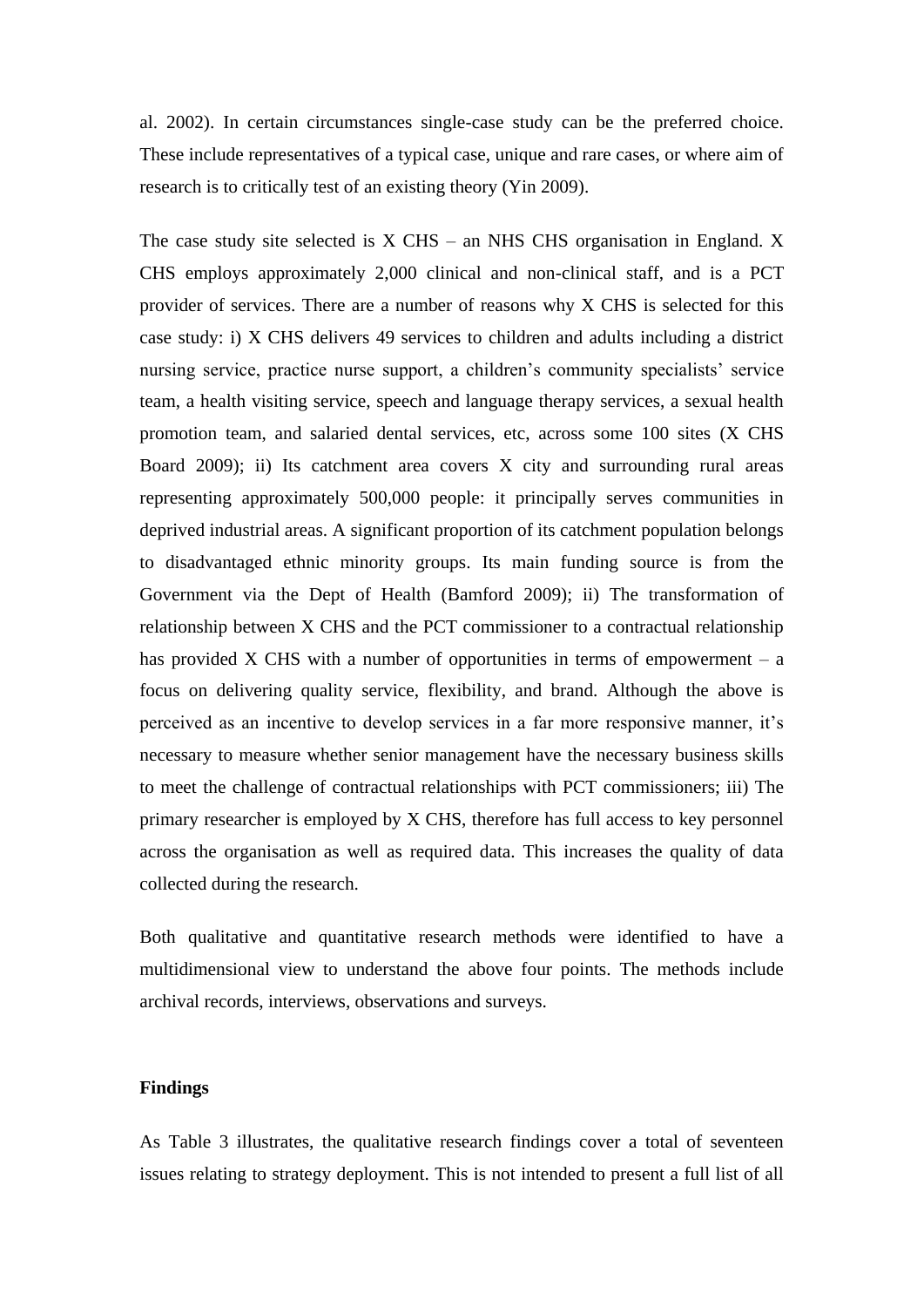al. 2002). In certain circumstances single-case study can be the preferred choice. These include representatives of a typical case, unique and rare cases, or where aim of research is to critically test of an existing theory (Yin 2009).

The case study site selected is X CHS – an NHS CHS organisation in England. X CHS employs approximately 2,000 clinical and non-clinical staff, and is a PCT provider of services. There are a number of reasons why X CHS is selected for this case study: i) X CHS delivers 49 services to children and adults including a district nursing service, practice nurse support, a children's community specialists' service team, a health visiting service, speech and language therapy services, a sexual health promotion team, and salaried dental services, etc, across some 100 sites (X CHS Board 2009); ii) Its catchment area covers X city and surrounding rural areas representing approximately 500,000 people: it principally serves communities in deprived industrial areas. A significant proportion of its catchment population belongs to disadvantaged ethnic minority groups. Its main funding source is from the Government via the Dept of Health (Bamford 2009); ii) The transformation of relationship between X CHS and the PCT commissioner to a contractual relationship has provided X CHS with a number of opportunities in terms of empowerment – a focus on delivering quality service, flexibility, and brand. Although the above is perceived as an incentive to develop services in a far more responsive manner, it's necessary to measure whether senior management have the necessary business skills to meet the challenge of contractual relationships with PCT commissioners; iii) The primary researcher is employed by X CHS, therefore has full access to key personnel across the organisation as well as required data. This increases the quality of data collected during the research.

Both qualitative and quantitative research methods were identified to have a multidimensional view to understand the above four points. The methods include archival records, interviews, observations and surveys.

## Findings

As Table 3 illustrates, the qualitative research findings cover a total of seventeen issues relating to strategy deployment. This is not intended to present a full list of all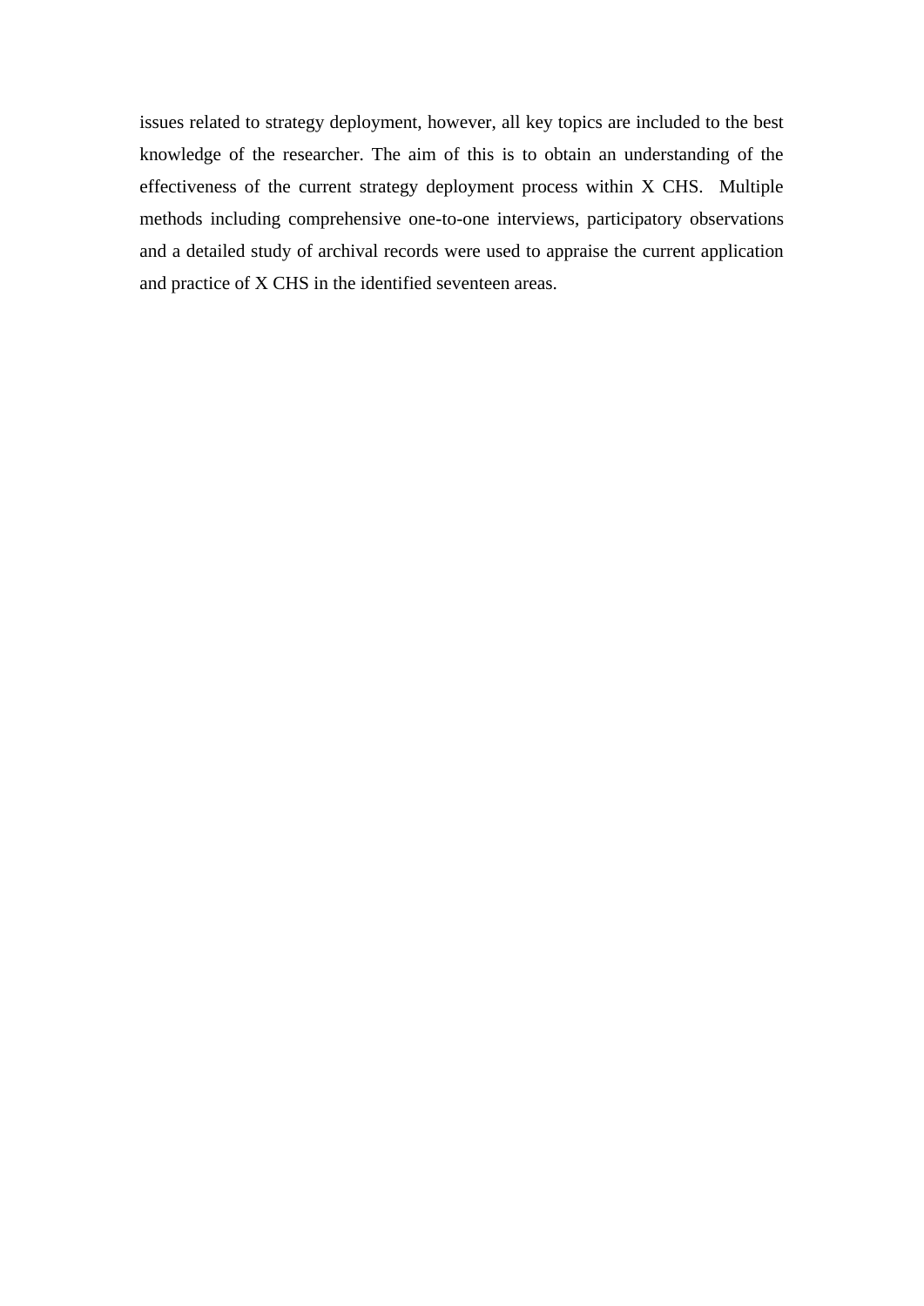issues related to strategy deployment, however, all key topics are included to the best knowledge of the researcher. The aim of this is to obtain an understanding of the effectiveness of the current strategy deployment process within X CHS. Multiple methods including comprehensive one-to-one interviews, participatory observations and a detailed study of archival records were used to appraise the current application and practice of X CHS in the identified seventeen areas.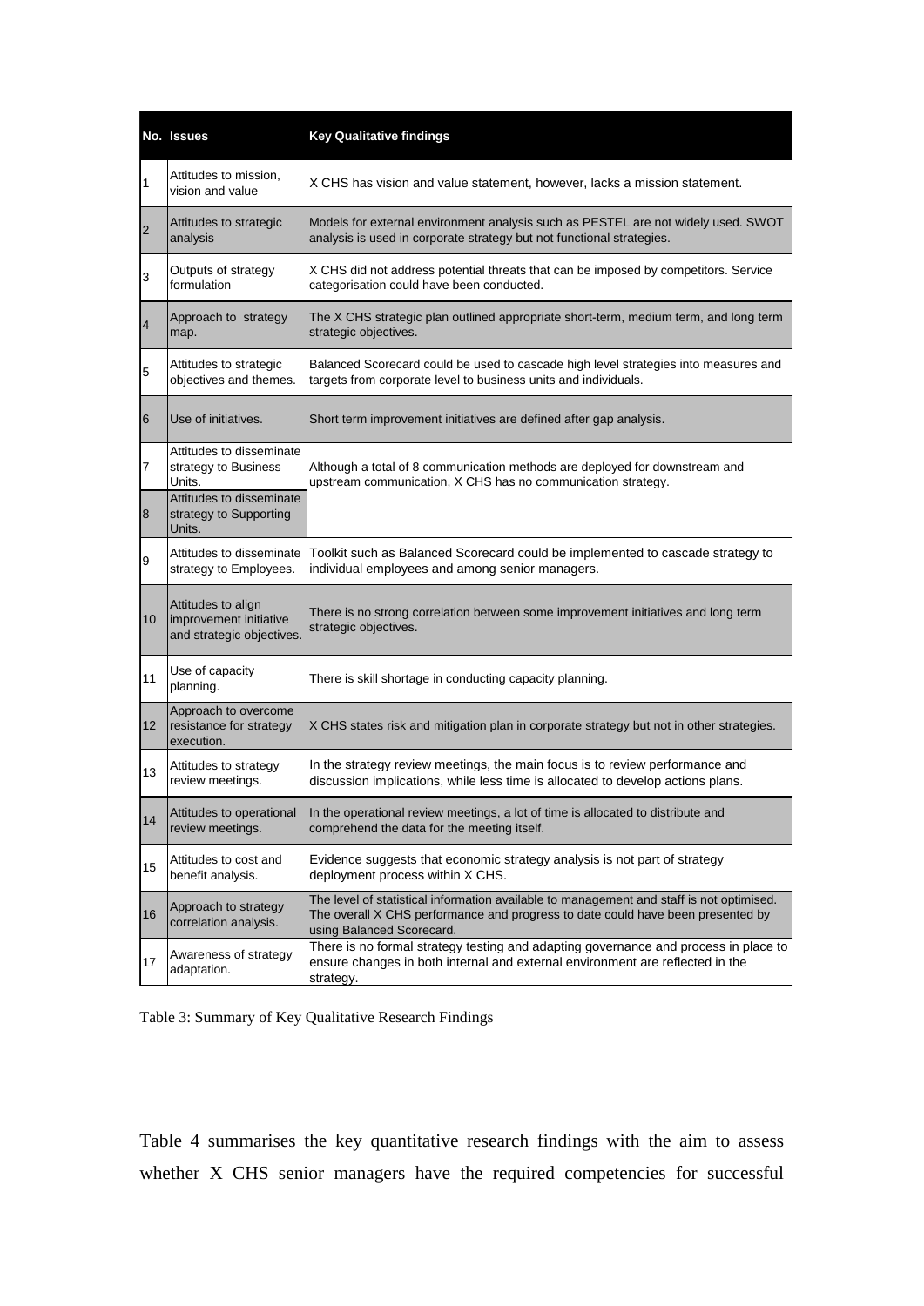| No. | Issues | Key Qualitative findings |
|---|---|---|
| 1 | Attitudes to mission, vision and value | X CHS has vision and value statement, however, lacks a mission statement. |
| 2 | Attitudes to strategic analysis | Models for external environment analysis such as PESTEL are not widely used. SWOT analysis is used in corporate strategy but not functional strategies. |
| 3 | Outputs of strategy formulation | X CHS did not address potential threats that can be imposed by competitors. Service categorisation could have been conducted. |
| 4 | Approach to strategy map. | The X CHS strategic plan outlined appropriate short-term, medium term, and long term strategic objectives. |
| 5 | Attitudes to strategic objectives and themes. | Balanced Scorecard could be used to cascade high level strategies into measures and targets from corporate level to business units and individuals. |
| 6 | Use of initiatives. | Short term improvement initiatives are defined after gap analysis. |
| 7 | Attitudes to disseminate strategy to Business Units. | Although a total of 8 communication methods are deployed for downstream and upstream communication, X CHS has no communication strategy. |
| 8 | Attitudes to disseminate strategy to Supporting Units. | |
| 9 | Attitudes to disseminate strategy to Employees. | Toolkit such as Balanced Scorecard could be implemented to cascade strategy to individual employees and among senior managers. |
| 10 | Attitudes to align improvement initiative and strategic objectives. | There is no strong correlation between some improvement initiatives and long term strategic objectives. |
| 11 | Use of capacity planning. | There is skill shortage in conducting capacity planning. |
| 12 | Approach to overcome resistance for strategy execution. | X CHS states risk and mitigation plan in corporate strategy but not in other strategies. |
| 13 | Attitudes to strategy review meetings. | In the strategy review meetings, the main focus is to review performance and discussion implications, while less time is allocated to develop actions plans. |
| 14 | Attitudes to operational review meetings. | In the operational review meetings, a lot of time is allocated to distribute and comprehend the data for the meeting itself. |
| 15 | Attitudes to cost and benefit analysis. | Evidence suggests that economic strategy analysis is not part of strategy deployment process within X CHS. |
| 16 | Approach to strategy correlation analysis. | The level of statistical information available to management and staff is not optimised. The overall X CHS performance and progress to date could have been presented by using Balanced Scorecard. |
| 17 | Awareness of strategy adaptation. | There is no formal strategy testing and adapting governance and process in place to ensure changes in both internal and external environment are reflected in the strategy. |

Table 3: Summary of Key Qualitative Research Findings

Table 4 summarises the key quantitative research findings with the aim to assess whether X CHS senior managers have the required competencies for successful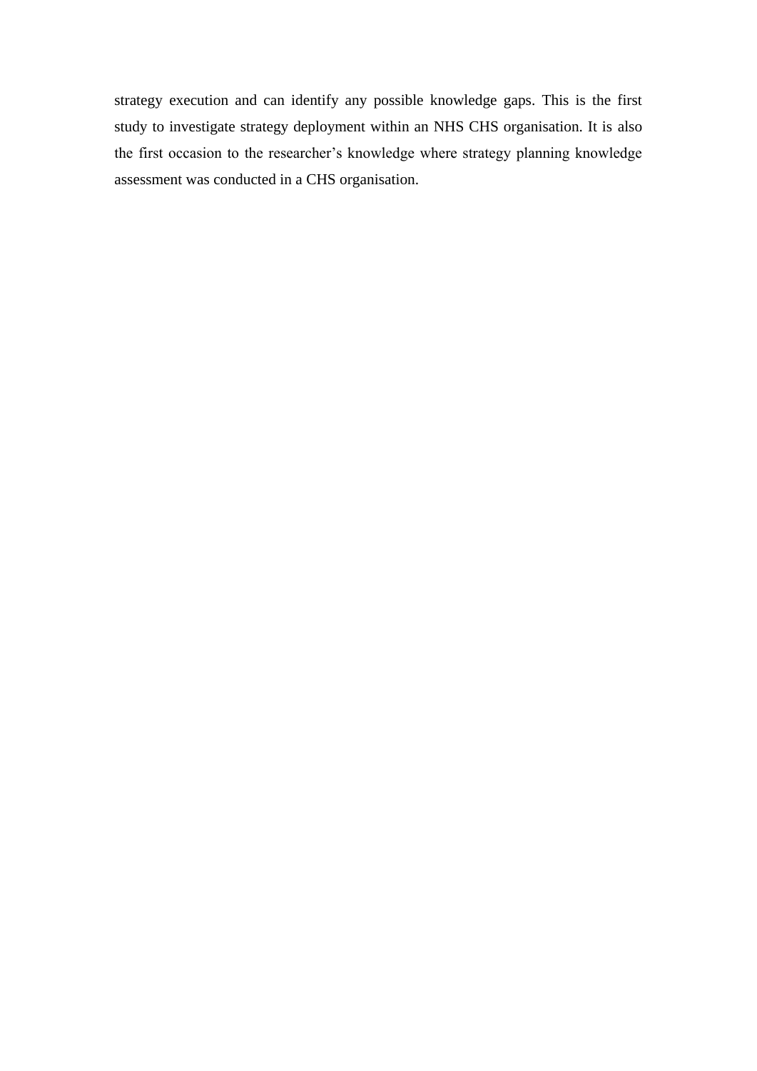strategy execution and can identify any possible knowledge gaps. This is the first study to investigate strategy deployment within an NHS CHS organisation. It is also the first occasion to the researcher's knowledge where strategy planning knowledge assessment was conducted in a CHS organisation.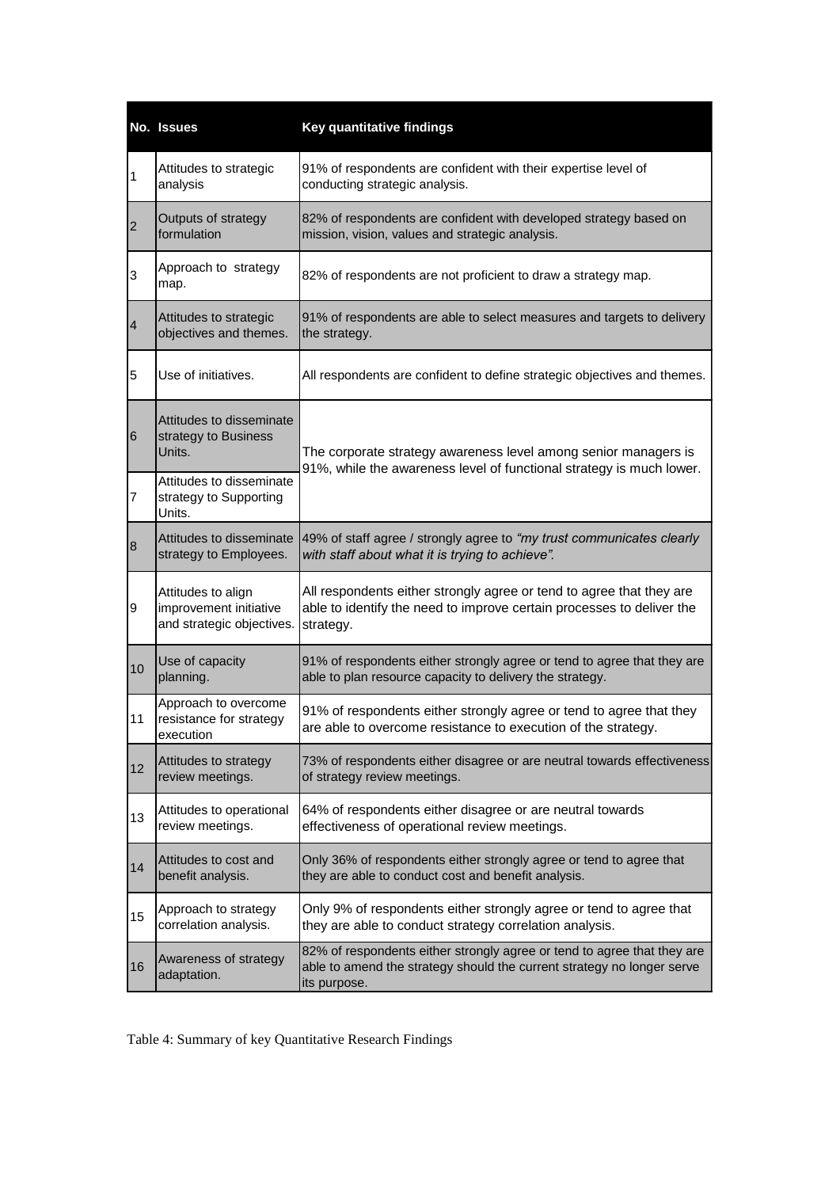| No. | Issues | Key quantitative findings |
|---|---|---|
| 1 | Attitudes to strategic analysis | 91% of respondents are confident with their expertise level of conducting strategic analysis. |
| 2 | Outputs of strategy formulation | 82% of respondents are confident with developed strategy based on mission, vision, values and strategic analysis. |
| 3 | Approach to strategy map. | 82% of respondents are not proficient to draw a strategy map. |
| 4 | Attitudes to strategic objectives and themes. | 91% of respondents are able to select measures and targets to delivery the strategy. |
| 5 | Use of initiatives. | All respondents are confident to define strategic objectives and themes. |
| 6 | Attitudes to disseminate strategy to Business Units. | The corporate strategy awareness level among senior managers is 91%, while the awareness level of functional strategy is much lower. |
| 7 | Attitudes to disseminate strategy to Supporting Units. | |
| 8 | Attitudes to disseminate strategy to Employees. | 49% of staff agree / strongly agree to *"my trust communicates clearly with staff about what it is trying to achieve".* |
| 9 | Attitudes to align improvement initiative and strategic objectives. | All respondents either strongly agree or tend to agree that they are able to identify the need to improve certain processes to deliver the strategy. |
| 10 | Use of capacity planning. | 91% of respondents either strongly agree or tend to agree that they are able to plan resource capacity to delivery the strategy. |
| 11 | Approach to overcome resistance for strategy execution | 91% of respondents either strongly agree or tend to agree that they are able to overcome resistance to execution of the strategy. |
| 12 | Attitudes to strategy review meetings. | 73% of respondents either disagree or are neutral towards effectiveness of strategy review meetings. |
| 13 | Attitudes to operational review meetings. | 64% of respondents either disagree or are neutral towards effectiveness of operational review meetings. |
| 14 | Attitudes to cost and benefit analysis. | Only 36% of respondents either strongly agree or tend to agree that they are able to conduct cost and benefit analysis. |
| 15 | Approach to strategy correlation analysis. | Only 9% of respondents either strongly agree or tend to agree that they are able to conduct strategy correlation analysis. |
| 16 | Awareness of strategy adaptation. | 82% of respondents either strongly agree or tend to agree that they are able to amend the strategy should the current strategy no longer serve its purpose. |

Table 4: Summary of key Quantitative Research Findings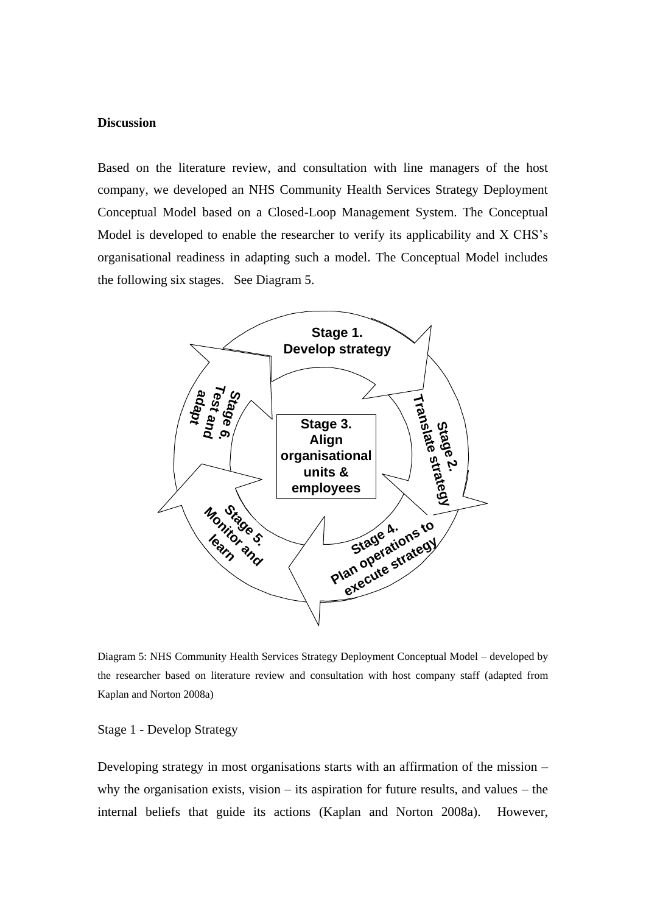**Discussion**

Based on the literature review, and consultation with line managers of the host company, we developed an NHS Community Health Services Strategy Deployment Conceptual Model based on a Closed-Loop Management System. The Conceptual Model is developed to enable the researcher to verify its applicability and X CHS's organisational readiness in adapting such a model. The Conceptual Model includes the following six stages. See Diagram 5.

Stage 1. Develop strategy

Stage 2. Translate strategy

Stage 3. Align organisational units & employees

Stage 4. Plan operations to execute strategy

Stage 5. Monitor and learn

Stage 6. Test and adapt

Diagram 5: NHS Community Health Services Strategy Deployment Conceptual Model – developed by the researcher based on literature review and consultation with host company staff (adapted from Kaplan and Norton 2008a)

Stage 1 - Develop Strategy

Developing strategy in most organisations starts with an affirmation of the mission – why the organisation exists, vision – its aspiration for future results, and values – the internal beliefs that guide its actions (Kaplan and Norton 2008a). However,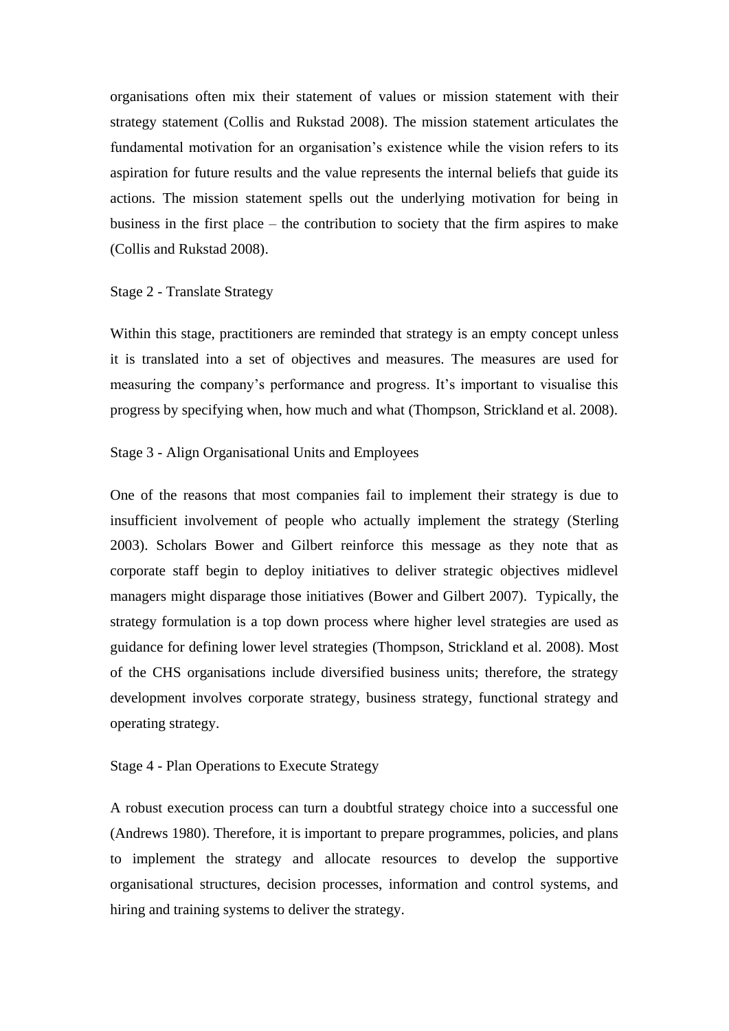organisations often mix their statement of values or mission statement with their strategy statement (Collis and Rukstad 2008). The mission statement articulates the fundamental motivation for an organisation's existence while the vision refers to its aspiration for future results and the value represents the internal beliefs that guide its actions. The mission statement spells out the underlying motivation for being in business in the first place – the contribution to society that the firm aspires to make (Collis and Rukstad 2008).

### Stage 2 - Translate Strategy

Within this stage, practitioners are reminded that strategy is an empty concept unless it is translated into a set of objectives and measures. The measures are used for measuring the company's performance and progress. It's important to visualise this progress by specifying when, how much and what (Thompson, Strickland et al. 2008).

### Stage 3 - Align Organisational Units and Employees

One of the reasons that most companies fail to implement their strategy is due to insufficient involvement of people who actually implement the strategy (Sterling 2003). Scholars Bower and Gilbert reinforce this message as they note that as corporate staff begin to deploy initiatives to deliver strategic objectives midlevel managers might disparage those initiatives (Bower and Gilbert 2007). Typically, the strategy formulation is a top down process where higher level strategies are used as guidance for defining lower level strategies (Thompson, Strickland et al. 2008). Most of the CHS organisations include diversified business units; therefore, the strategy development involves corporate strategy, business strategy, functional strategy and operating strategy.

### Stage 4 - Plan Operations to Execute Strategy

A robust execution process can turn a doubtful strategy choice into a successful one (Andrews 1980). Therefore, it is important to prepare programmes, policies, and plans to implement the strategy and allocate resources to develop the supportive organisational structures, decision processes, information and control systems, and hiring and training systems to deliver the strategy.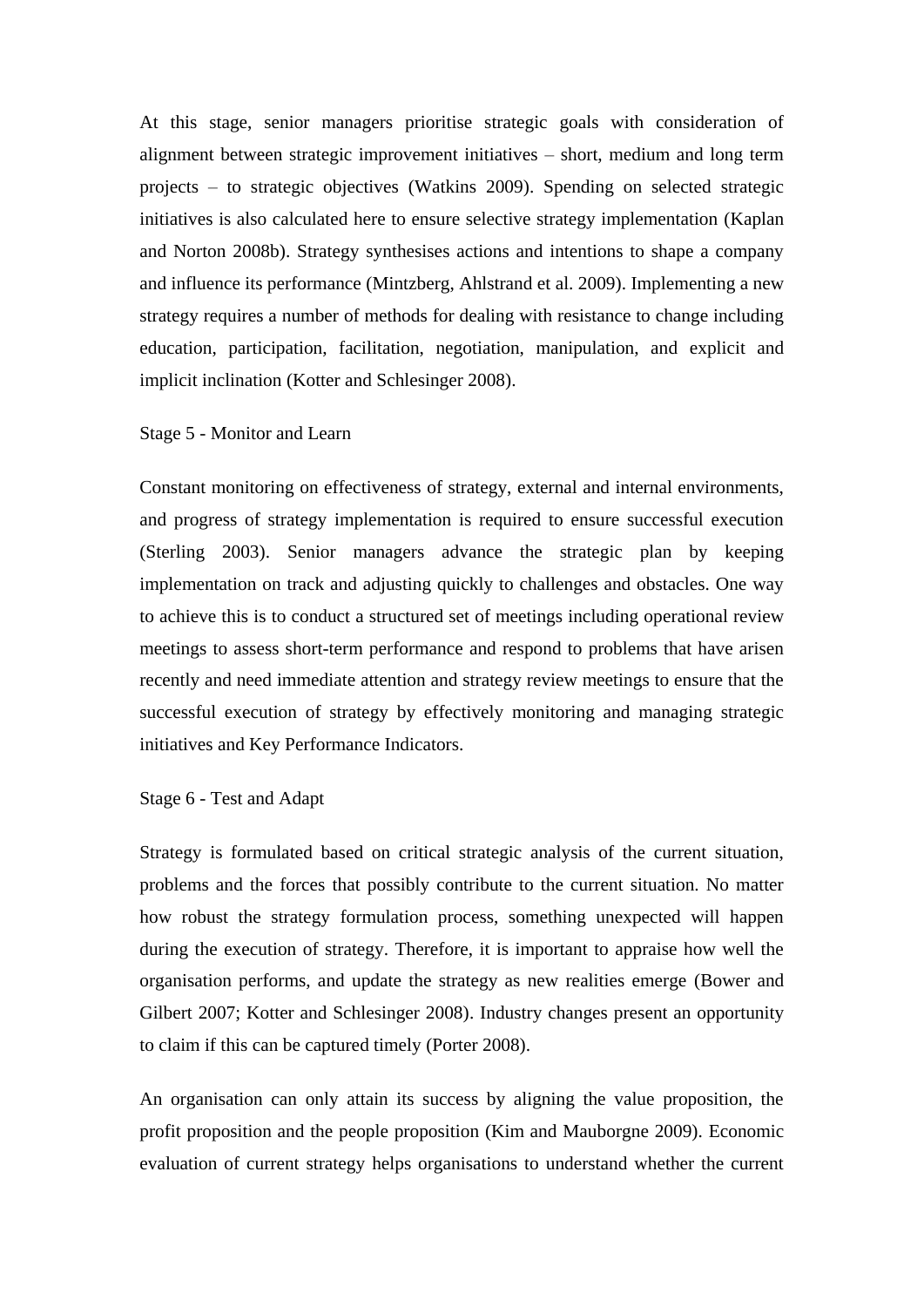At this stage, senior managers prioritise strategic goals with consideration of alignment between strategic improvement initiatives – short, medium and long term projects – to strategic objectives (Watkins 2009). Spending on selected strategic initiatives is also calculated here to ensure selective strategy implementation (Kaplan and Norton 2008b). Strategy synthesises actions and intentions to shape a company and influence its performance (Mintzberg, Ahlstrand et al. 2009). Implementing a new strategy requires a number of methods for dealing with resistance to change including education, participation, facilitation, negotiation, manipulation, and explicit and implicit inclination (Kotter and Schlesinger 2008).

Stage 5 - Monitor and Learn

Constant monitoring on effectiveness of strategy, external and internal environments, and progress of strategy implementation is required to ensure successful execution (Sterling 2003). Senior managers advance the strategic plan by keeping implementation on track and adjusting quickly to challenges and obstacles. One way to achieve this is to conduct a structured set of meetings including operational review meetings to assess short-term performance and respond to problems that have arisen recently and need immediate attention and strategy review meetings to ensure that the successful execution of strategy by effectively monitoring and managing strategic initiatives and Key Performance Indicators.

Stage 6 - Test and Adapt

Strategy is formulated based on critical strategic analysis of the current situation, problems and the forces that possibly contribute to the current situation. No matter how robust the strategy formulation process, something unexpected will happen during the execution of strategy. Therefore, it is important to appraise how well the organisation performs, and update the strategy as new realities emerge (Bower and Gilbert 2007; Kotter and Schlesinger 2008). Industry changes present an opportunity to claim if this can be captured timely (Porter 2008).

An organisation can only attain its success by aligning the value proposition, the profit proposition and the people proposition (Kim and Mauborgne 2009). Economic evaluation of current strategy helps organisations to understand whether the current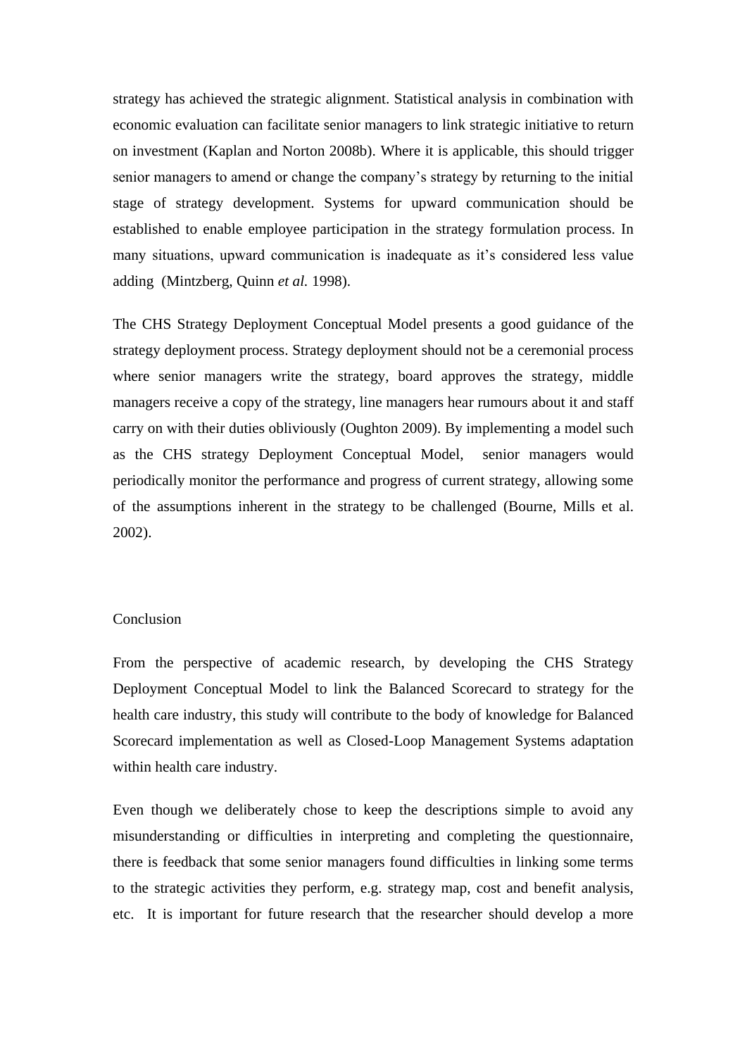strategy has achieved the strategic alignment. Statistical analysis in combination with economic evaluation can facilitate senior managers to link strategic initiative to return on investment (Kaplan and Norton 2008b). Where it is applicable, this should trigger senior managers to amend or change the company's strategy by returning to the initial stage of strategy development. Systems for upward communication should be established to enable employee participation in the strategy formulation process. In many situations, upward communication is inadequate as it's considered less value adding (Mintzberg, Quinn *et al.* 1998).

The CHS Strategy Deployment Conceptual Model presents a good guidance of the strategy deployment process. Strategy deployment should not be a ceremonial process where senior managers write the strategy, board approves the strategy, middle managers receive a copy of the strategy, line managers hear rumours about it and staff carry on with their duties obliviously (Oughton 2009). By implementing a model such as the CHS strategy Deployment Conceptual Model, senior managers would periodically monitor the performance and progress of current strategy, allowing some of the assumptions inherent in the strategy to be challenged (Bourne, Mills et al. 2002).

## Conclusion

From the perspective of academic research, by developing the CHS Strategy Deployment Conceptual Model to link the Balanced Scorecard to strategy for the health care industry, this study will contribute to the body of knowledge for Balanced Scorecard implementation as well as Closed-Loop Management Systems adaptation within health care industry.

Even though we deliberately chose to keep the descriptions simple to avoid any misunderstanding or difficulties in interpreting and completing the questionnaire, there is feedback that some senior managers found difficulties in linking some terms to the strategic activities they perform, e.g. strategy map, cost and benefit analysis, etc. It is important for future research that the researcher should develop a more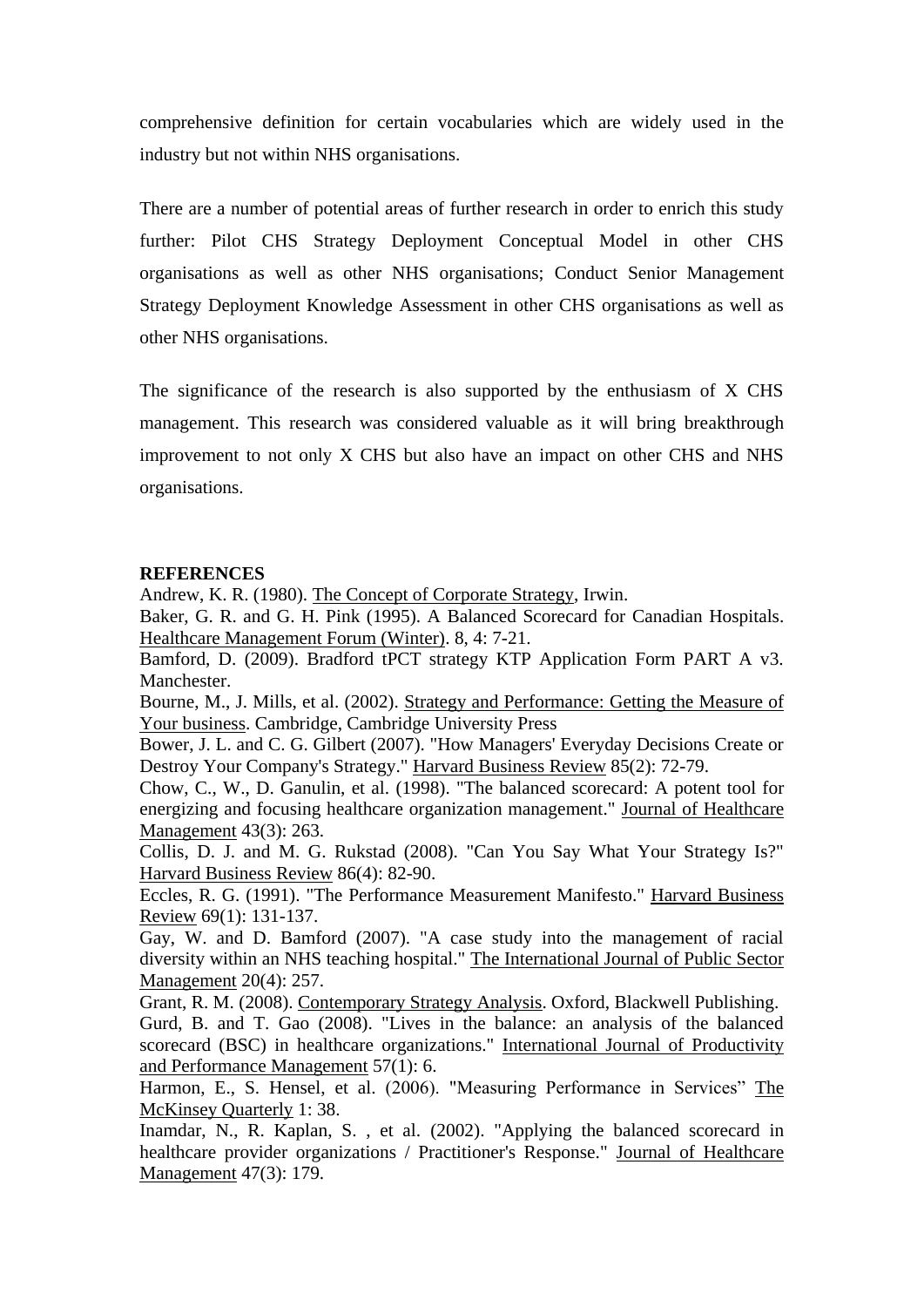comprehensive definition for certain vocabularies which are widely used in the industry but not within NHS organisations.

There are a number of potential areas of further research in order to enrich this study further: Pilot CHS Strategy Deployment Conceptual Model in other CHS organisations as well as other NHS organisations; Conduct Senior Management Strategy Deployment Knowledge Assessment in other CHS organisations as well as other NHS organisations.

The significance of the research is also supported by the enthusiasm of X CHS management. This research was considered valuable as it will bring breakthrough improvement to not only X CHS but also have an impact on other CHS and NHS organisations.

**REFERENCES**

Andrew, K. R. (1980). The Concept of Corporate Strategy, Irwin.

Baker, G. R. and G. H. Pink (1995). A Balanced Scorecard for Canadian Hospitals. Healthcare Management Forum (Winter). 8, 4: 7-21.

Bamford, D. (2009). Bradford tPCT strategy KTP Application Form PART A v3. Manchester.

Bourne, M., J. Mills, et al. (2002). Strategy and Performance: Getting the Measure of Your business. Cambridge, Cambridge University Press

Bower, J. L. and C. G. Gilbert (2007). "How Managers' Everyday Decisions Create or Destroy Your Company's Strategy." Harvard Business Review 85(2): 72-79.

Chow, C., W., D. Ganulin, et al. (1998). "The balanced scorecard: A potent tool for energizing and focusing healthcare organization management." Journal of Healthcare Management 43(3): 263.

Collis, D. J. and M. G. Rukstad (2008). "Can You Say What Your Strategy Is?" Harvard Business Review 86(4): 82-90.

Eccles, R. G. (1991). "The Performance Measurement Manifesto." Harvard Business Review 69(1): 131-137.

Gay, W. and D. Bamford (2007). "A case study into the management of racial diversity within an NHS teaching hospital." The International Journal of Public Sector Management 20(4): 257.

Grant, R. M. (2008). Contemporary Strategy Analysis. Oxford, Blackwell Publishing.

Gurd, B. and T. Gao (2008). "Lives in the balance: an analysis of the balanced scorecard (BSC) in healthcare organizations." International Journal of Productivity and Performance Management 57(1): 6.

Harmon, E., S. Hensel, et al. (2006). "Measuring Performance in Services" The McKinsey Quarterly 1: 38.

Inamdar, N., R. Kaplan, S. , et al. (2002). "Applying the balanced scorecard in healthcare provider organizations / Practitioner's Response." Journal of Healthcare Management 47(3): 179.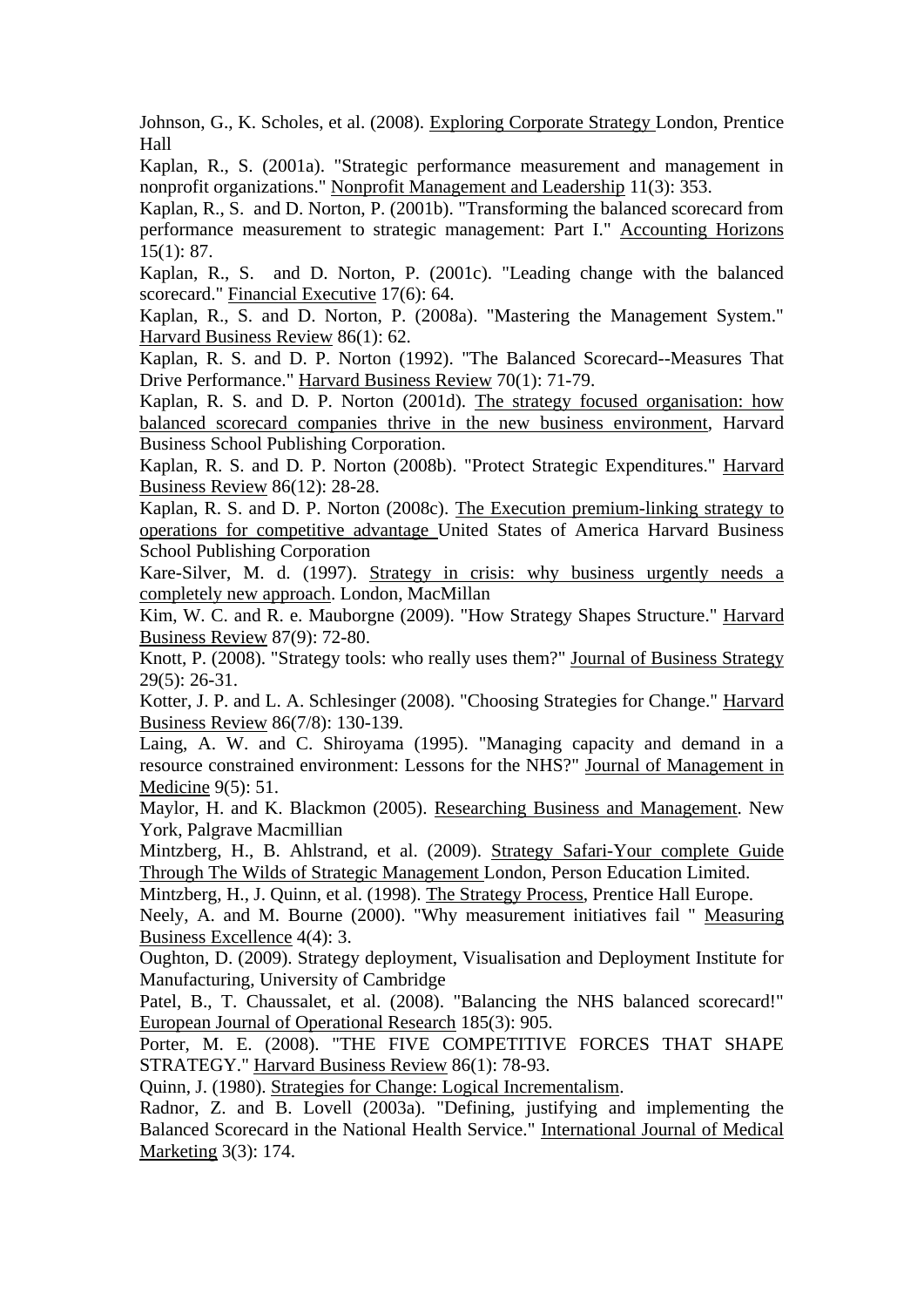Johnson, G., K. Scholes, et al. (2008). Exploring Corporate Strategy London, Prentice Hall

Kaplan, R., S. (2001a). "Strategic performance measurement and management in nonprofit organizations." Nonprofit Management and Leadership 11(3): 353.

Kaplan, R., S. and D. Norton, P. (2001b). "Transforming the balanced scorecard from performance measurement to strategic management: Part I." Accounting Horizons 15(1): 87.

Kaplan, R., S. and D. Norton, P. (2001c). "Leading change with the balanced scorecard." Financial Executive 17(6): 64.

Kaplan, R., S. and D. Norton, P. (2008a). "Mastering the Management System." Harvard Business Review 86(1): 62.

Kaplan, R. S. and D. P. Norton (1992). "The Balanced Scorecard--Measures That Drive Performance." Harvard Business Review 70(1): 71-79.

Kaplan, R. S. and D. P. Norton (2001d). The strategy focused organisation: how balanced scorecard companies thrive in the new business environment, Harvard Business School Publishing Corporation.

Kaplan, R. S. and D. P. Norton (2008b). "Protect Strategic Expenditures." Harvard Business Review 86(12): 28-28.

Kaplan, R. S. and D. P. Norton (2008c). The Execution premium-linking strategy to operations for competitive advantage United States of America Harvard Business School Publishing Corporation

Kare-Silver, M. d. (1997). Strategy in crisis: why business urgently needs a completely new approach. London, MacMillan

Kim, W. C. and R. e. Mauborgne (2009). "How Strategy Shapes Structure." Harvard Business Review 87(9): 72-80.

Knott, P. (2008). "Strategy tools: who really uses them?" Journal of Business Strategy 29(5): 26-31.

Kotter, J. P. and L. A. Schlesinger (2008). "Choosing Strategies for Change." Harvard Business Review 86(7/8): 130-139.

Laing, A. W. and C. Shiroyama (1995). "Managing capacity and demand in a resource constrained environment: Lessons for the NHS?" Journal of Management in Medicine 9(5): 51.

Maylor, H. and K. Blackmon (2005). Researching Business and Management. New York, Palgrave Macmillian

Mintzberg, H., B. Ahlstrand, et al. (2009). Strategy Safari-Your complete Guide Through The Wilds of Strategic Management London, Person Education Limited.

Mintzberg, H., J. Quinn, et al. (1998). The Strategy Process, Prentice Hall Europe.

Neely, A. and M. Bourne (2000). "Why measurement initiatives fail " Measuring Business Excellence 4(4): 3.

Oughton, D. (2009). Strategy deployment, Visualisation and Deployment Institute for Manufacturing, University of Cambridge

Patel, B., T. Chaussalet, et al. (2008). "Balancing the NHS balanced scorecard!" European Journal of Operational Research 185(3): 905.

Porter, M. E. (2008). "THE FIVE COMPETITIVE FORCES THAT SHAPE STRATEGY." Harvard Business Review 86(1): 78-93.

Quinn, J. (1980). Strategies for Change: Logical Incrementalism.

Radnor, Z. and B. Lovell (2003a). "Defining, justifying and implementing the Balanced Scorecard in the National Health Service." International Journal of Medical Marketing 3(3): 174.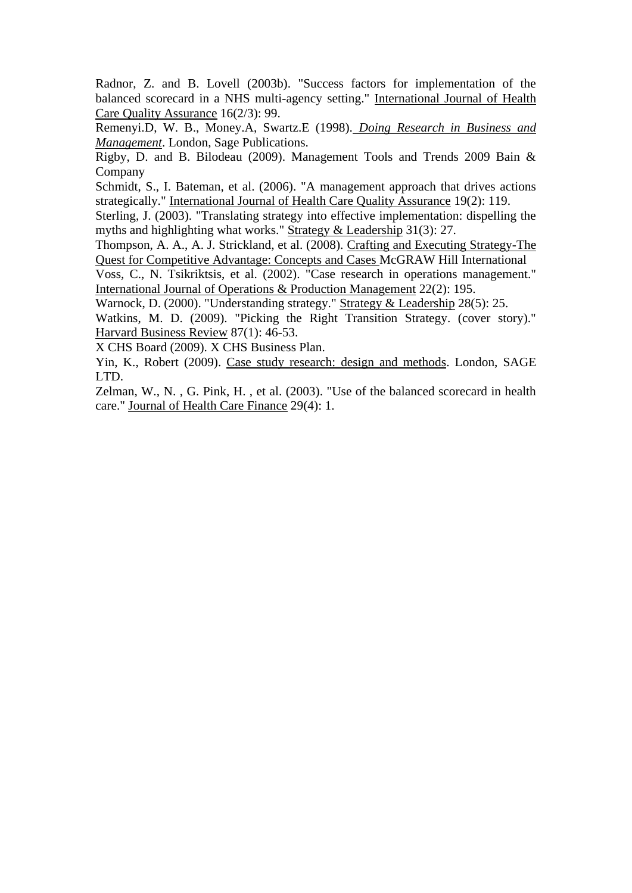Radnor, Z. and B. Lovell (2003b). "Success factors for implementation of the balanced scorecard in a NHS multi-agency setting." International Journal of Health Care Quality Assurance 16(2/3): 99.

Remenyi.D, W. B., Money.A, Swartz.E (1998). *Doing Research in Business and Management*. London, Sage Publications.

Rigby, D. and B. Bilodeau (2009). Management Tools and Trends 2009 Bain & Company

Schmidt, S., I. Bateman, et al. (2006). "A management approach that drives actions strategically." International Journal of Health Care Quality Assurance 19(2): 119.

Sterling, J. (2003). "Translating strategy into effective implementation: dispelling the myths and highlighting what works." Strategy & Leadership 31(3): 27.

Thompson, A. A., A. J. Strickland, et al. (2008). Crafting and Executing Strategy-The Quest for Competitive Advantage: Concepts and Cases McGRAW Hill International

Voss, C., N. Tsikriktsis, et al. (2002). "Case research in operations management." International Journal of Operations & Production Management 22(2): 195.

Warnock, D. (2000). "Understanding strategy." Strategy & Leadership 28(5): 25.

Watkins, M. D. (2009). "Picking the Right Transition Strategy. (cover story)." Harvard Business Review 87(1): 46-53.

X CHS Board (2009). X CHS Business Plan.

Yin, K., Robert (2009). Case study research: design and methods. London, SAGE LTD.

Zelman, W., N. , G. Pink, H. , et al. (2003). "Use of the balanced scorecard in health care." Journal of Health Care Finance 29(4): 1.